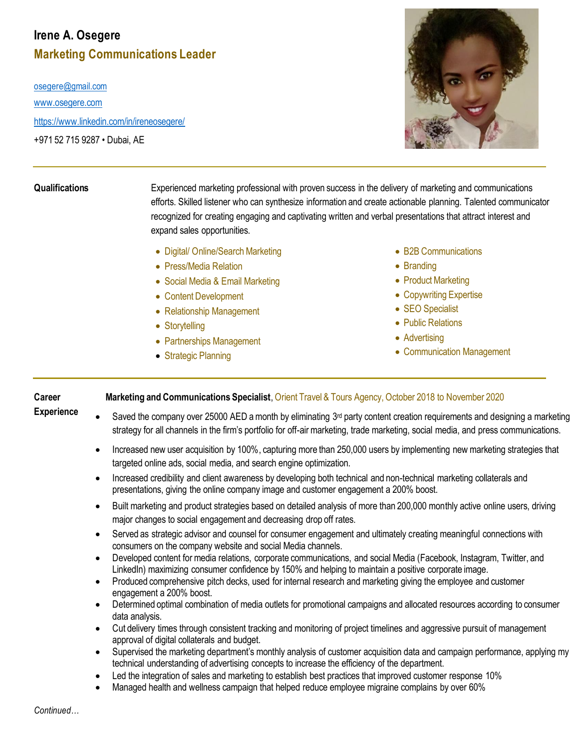# Irene A. Osegere

## Marketing Communications Leader

osegere@gmail.com

www.osegere.com

https://www.linkedin.com/in/ireneosegere/

+971 52 715 9287 • Dubai, AE

---

### Qualifications

Experienced marketing professional with proven success in the delivery of marketing and communications efforts. Skilled listener who can synthesize information and create actionable planning. Talented communicator recognized for creating engaging and captivating written and verbal presentations that attract interest and expand sales opportunities.

- Digital/ Online/Search Marketing
- Press/Media Relation
- Social Media & Email Marketing
- Content Development
- Relationship Management
- Storytelling
- Partnerships Management
- Strategic Planning
- B2B Communications
- Branding
- Product Marketing
- Copywriting Expertise
- SEO Specialist
- Public Relations
- Advertising
- Communication Management

---

### Career Experience

**Marketing and Communications Specialist**, Orient Travel & Tours Agency, October 2018 to November 2020

- Saved the company over 25000 AED a month by eliminating 3rd party content creation requirements and designing a marketing strategy for all channels in the firm's portfolio for off-air marketing, trade marketing, social media, and press communications.
- Increased new user acquisition by 100%, capturing more than 250,000 users by implementing new marketing strategies that targeted online ads, social media, and search engine optimization.
- Increased credibility and client awareness by developing both technical and non-technical marketing collaterals and presentations, giving the online company image and customer engagement a 200% boost.
- Built marketing and product strategies based on detailed analysis of more than 200,000 monthly active online users, driving major changes to social engagement and decreasing drop off rates.
- Served as strategic advisor and counsel for consumer engagement and ultimately creating meaningful connections with consumers on the company website and social Media channels.
- Developed content for media relations, corporate communications, and social Media (Facebook, Instagram, Twitter, and LinkedIn) maximizing consumer confidence by 150% and helping to maintain a positive corporate image.
- Produced comprehensive pitch decks, used for internal research and marketing giving the employee and customer engagement a 200% boost.
- Determined optimal combination of media outlets for promotional campaigns and allocated resources according to consumer data analysis.
- Cut delivery times through consistent tracking and monitoring of project timelines and aggressive pursuit of management approval of digital collaterals and budget.
- Supervised the marketing department's monthly analysis of customer acquisition data and campaign performance, applying my technical understanding of advertising concepts to increase the efficiency of the department.
- Led the integration of sales and marketing to establish best practices that improved customer response 10%
- Managed health and wellness campaign that helped reduce employee migraine complains by over 60%

*Continued…*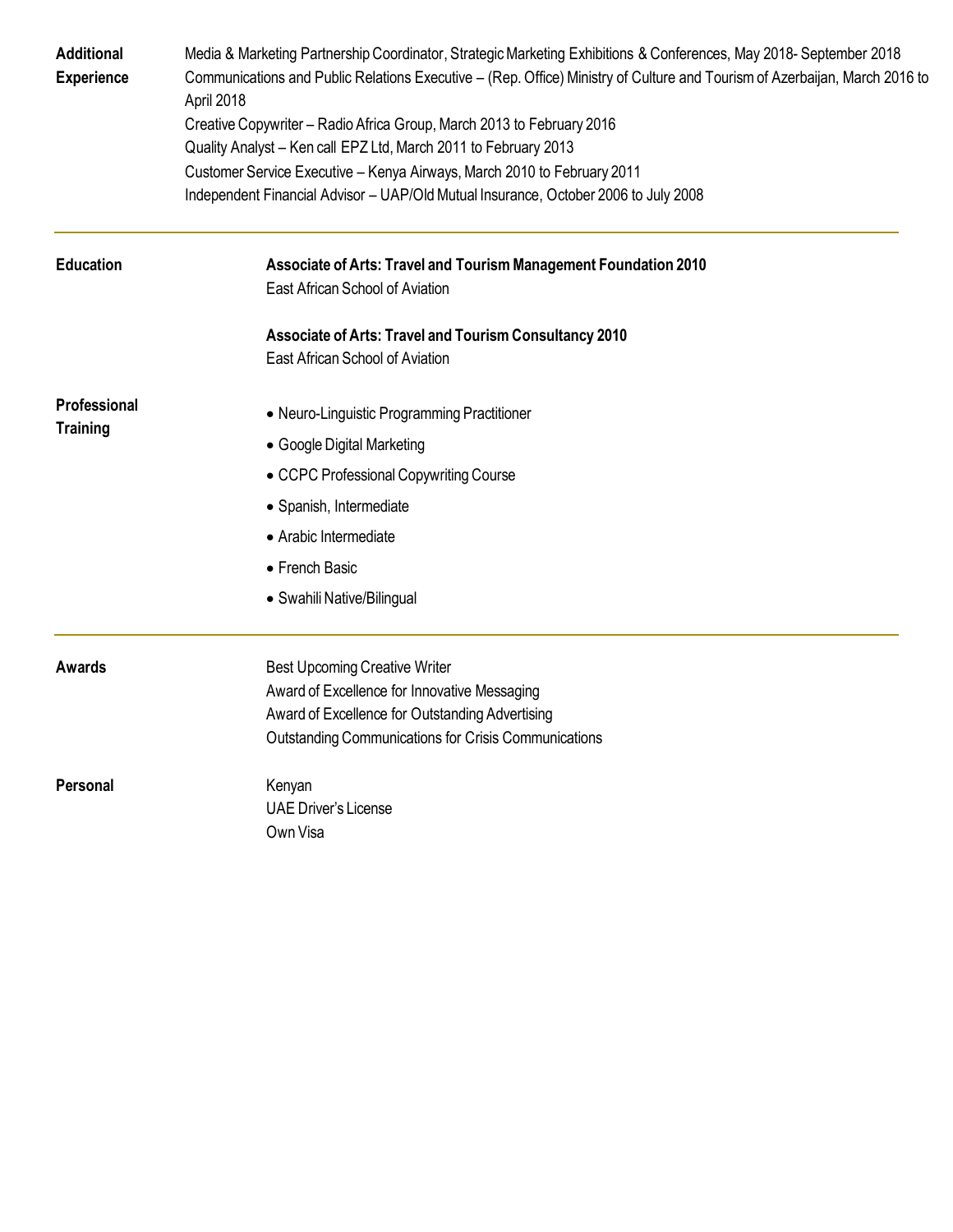## Additional Experience

Media & Marketing Partnership Coordinator, Strategic Marketing Exhibitions & Conferences, May 2018- September 2018
Communications and Public Relations Executive – (Rep. Office) Ministry of Culture and Tourism of Azerbaijan, March 2016 to April 2018
Creative Copywriter – Radio Africa Group, March 2013 to February 2016
Quality Analyst – Ken call EPZ Ltd, March 2011 to February 2013
Customer Service Executive – Kenya Airways, March 2010 to February 2011
Independent Financial Advisor – UAP/Old Mutual Insurance, October 2006 to July 2008

## Education

**Associate of Arts: Travel and Tourism Management Foundation 2010**
East African School of Aviation

**Associate of Arts: Travel and Tourism Consultancy 2010**
East African School of Aviation

## Professional Training

- Neuro-Linguistic Programming Practitioner
- Google Digital Marketing
- CCPC Professional Copywriting Course
- Spanish, Intermediate
- Arabic Intermediate
- French Basic
- Swahili Native/Bilingual

## Awards

Best Upcoming Creative Writer
Award of Excellence for Innovative Messaging
Award of Excellence for Outstanding Advertising
Outstanding Communications for Crisis Communications

## Personal

Kenyan
UAE Driver's License
Own Visa